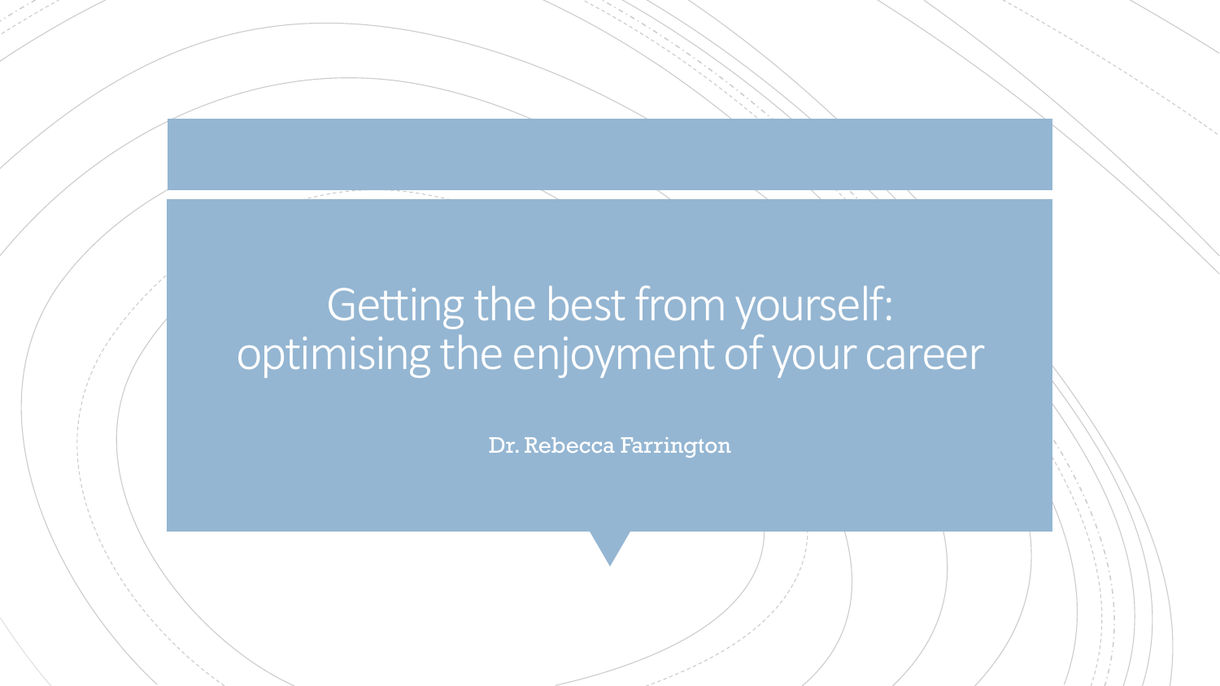# Getting the best from yourself: optimising the enjoyment of your career

Dr. Rebecca Farrington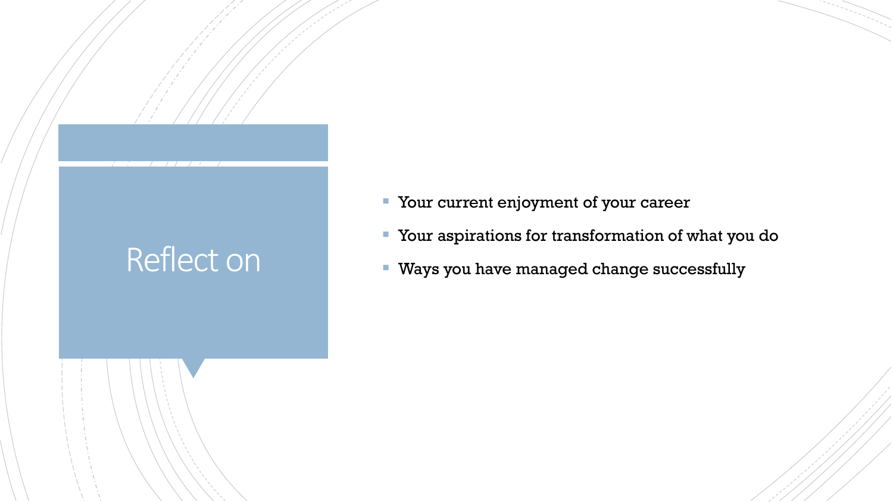# Reflect on

- Your current enjoyment of your career
- Your aspirations for transformation of what you do
- Ways you have managed change successfully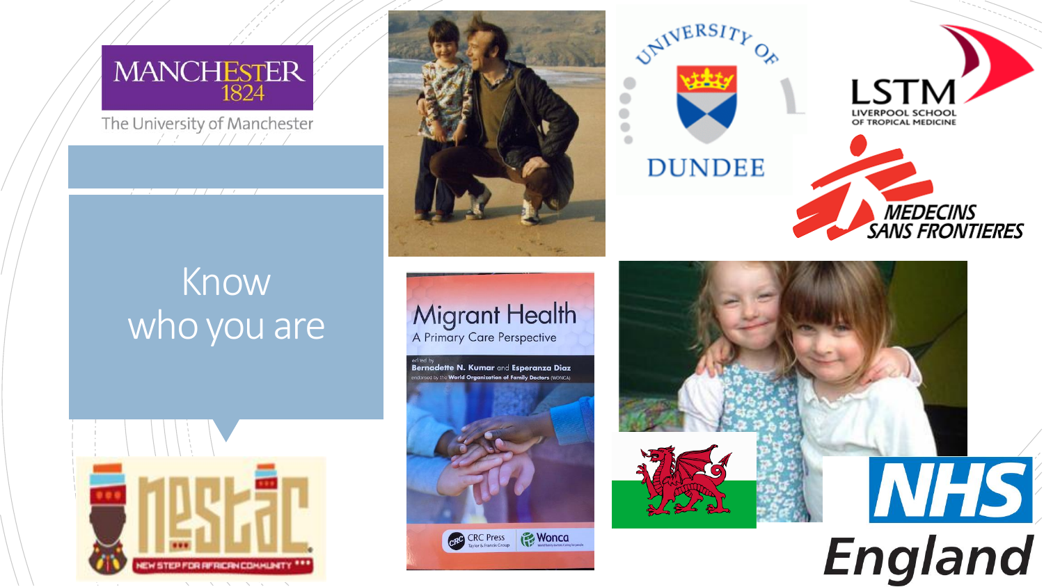# Know who you are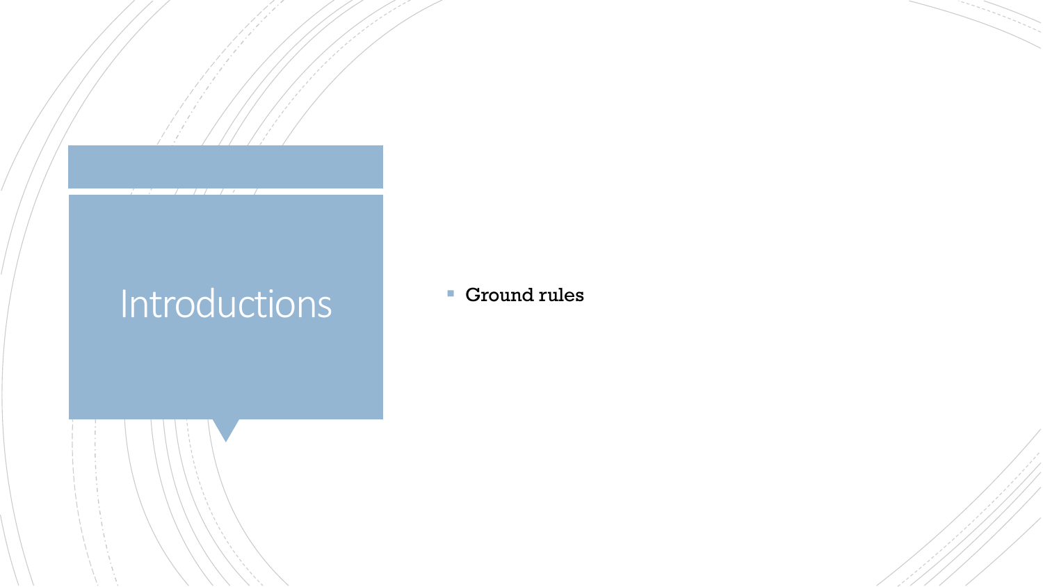# Introductions

- Ground rules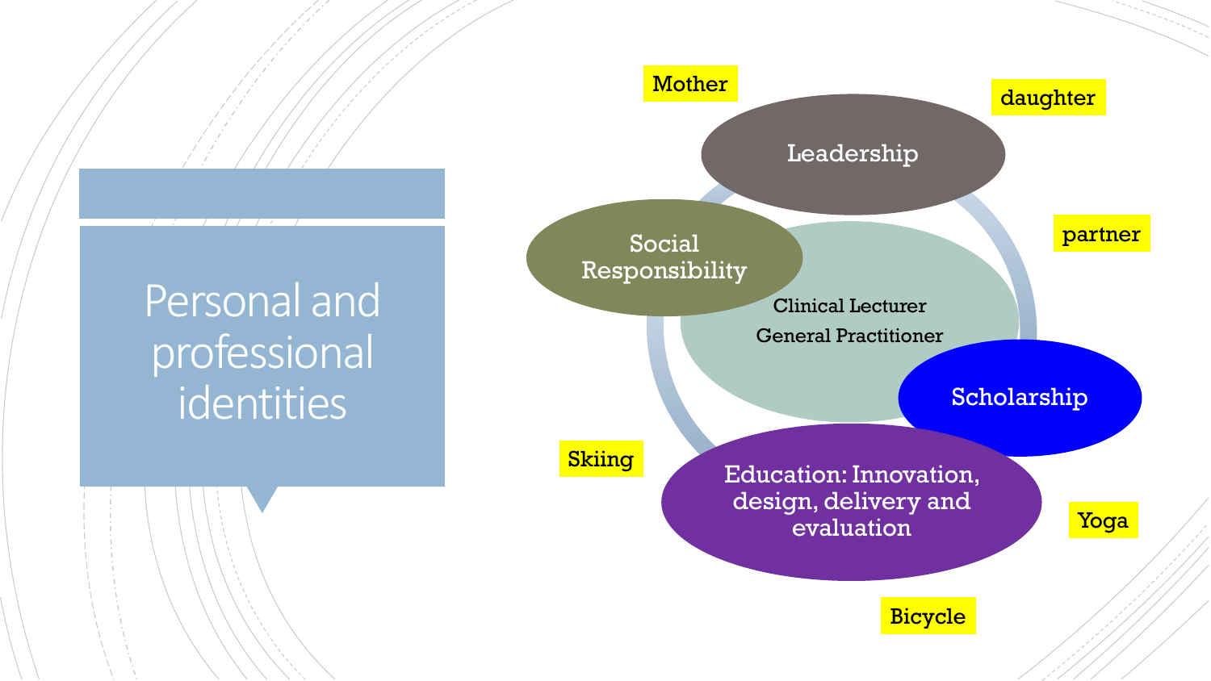# Personal and professional identities

Mother

daughter

partner

Leadership

Social Responsibility

Clinical Lecturer

General Practitioner

Scholarship

Education: Innovation, design, delivery and evaluation

Skiing

Yoga

Bicycle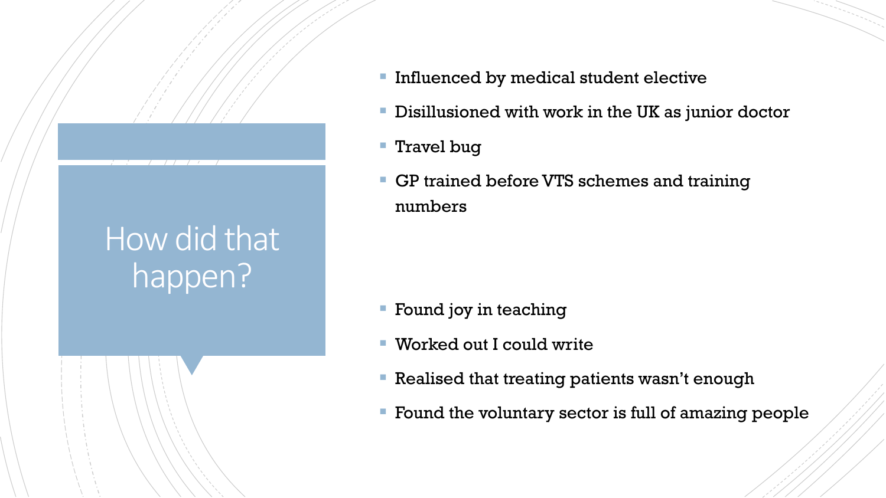# How did that happen?

- Influenced by medical student elective
- Disillusioned with work in the UK as junior doctor
- Travel bug
- GP trained before VTS schemes and training numbers

- Found joy in teaching
- Worked out I could write
- Realised that treating patients wasn't enough
- Found the voluntary sector is full of amazing people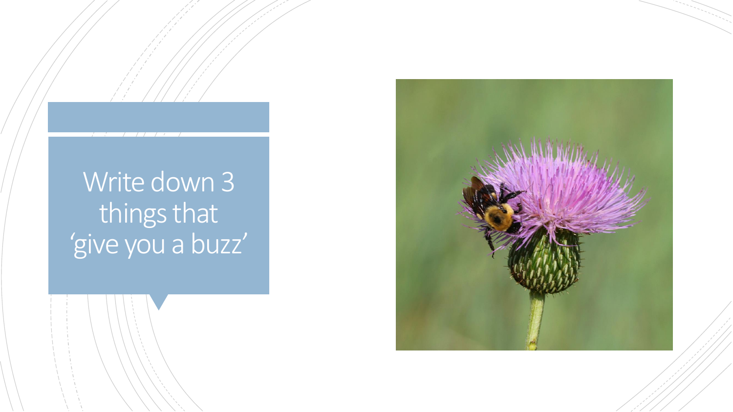# Write down 3 things that 'give you a buzz'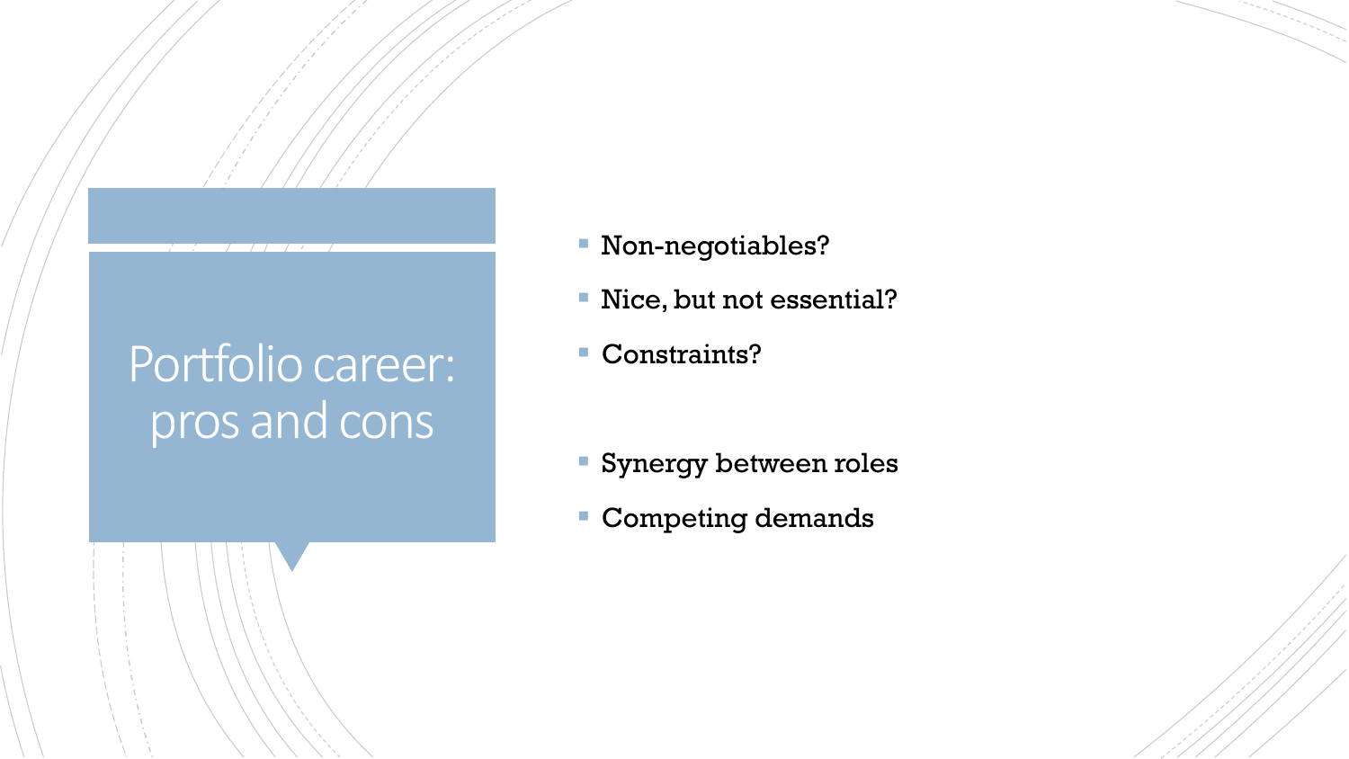# Portfolio career: pros and cons

- Non-negotiables?
- Nice, but not essential?
- Constraints?

- Synergy between roles
- Competing demands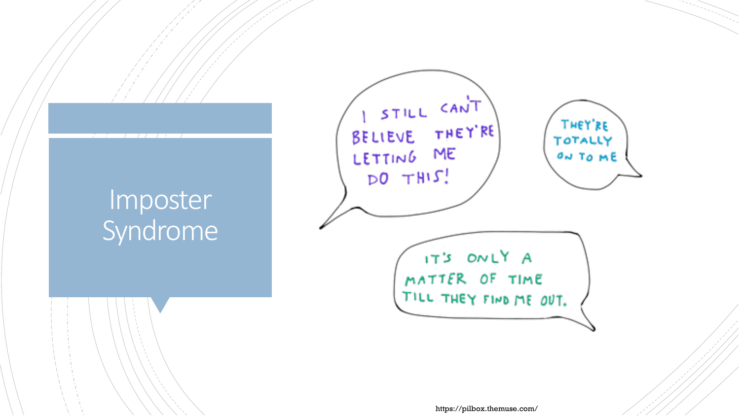# Imposter Syndrome

I STILL CAN'T BELIEVE THEY'RE LETTING ME DO THIS!

THEY'RE TOTALLY ON TO ME

IT'S ONLY A MATTER OF TIME TILL THEY FIND ME OUT.

https://pilbox.themuse.com/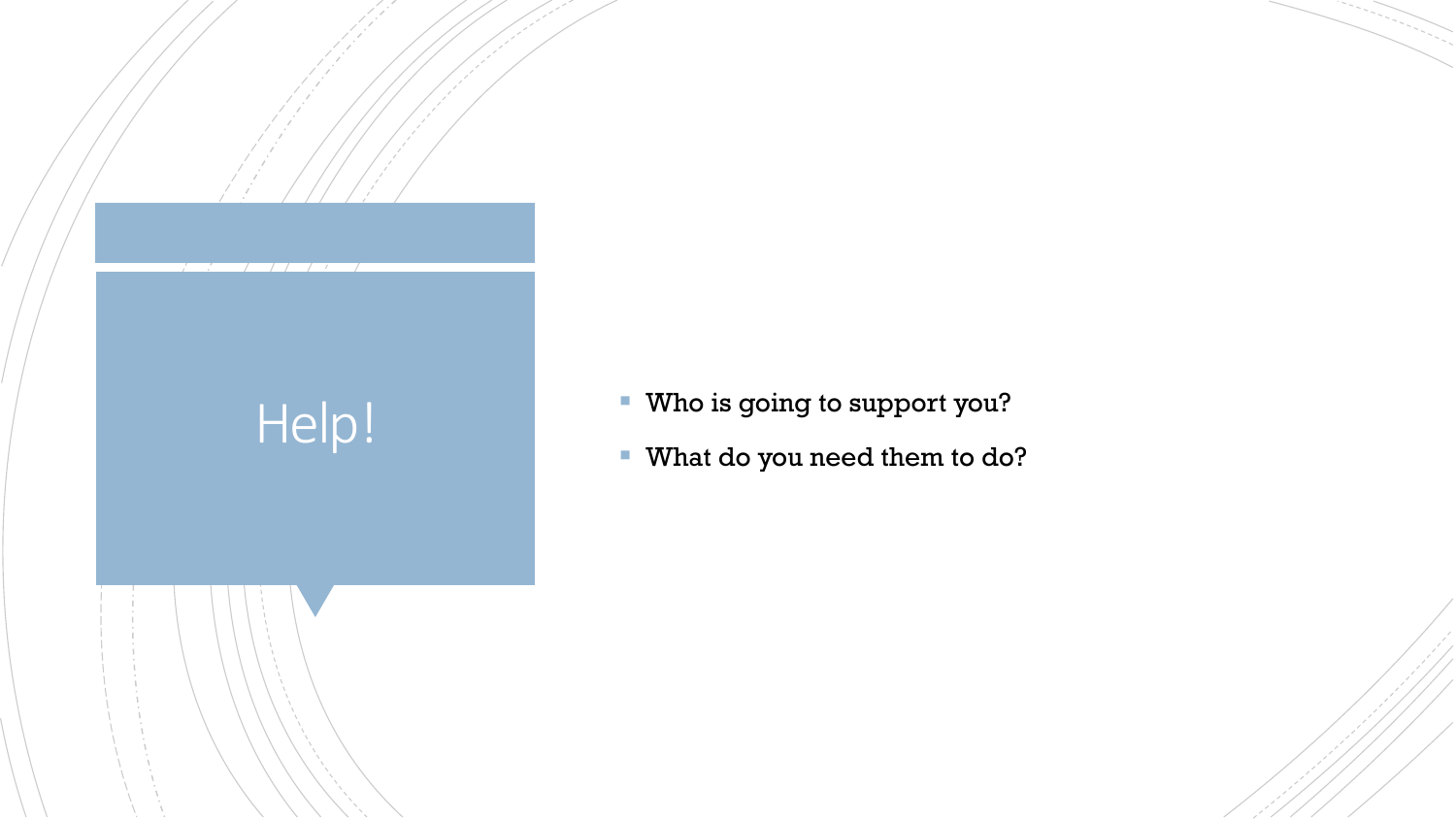# Help!

- Who is going to support you?
- What do you need them to do?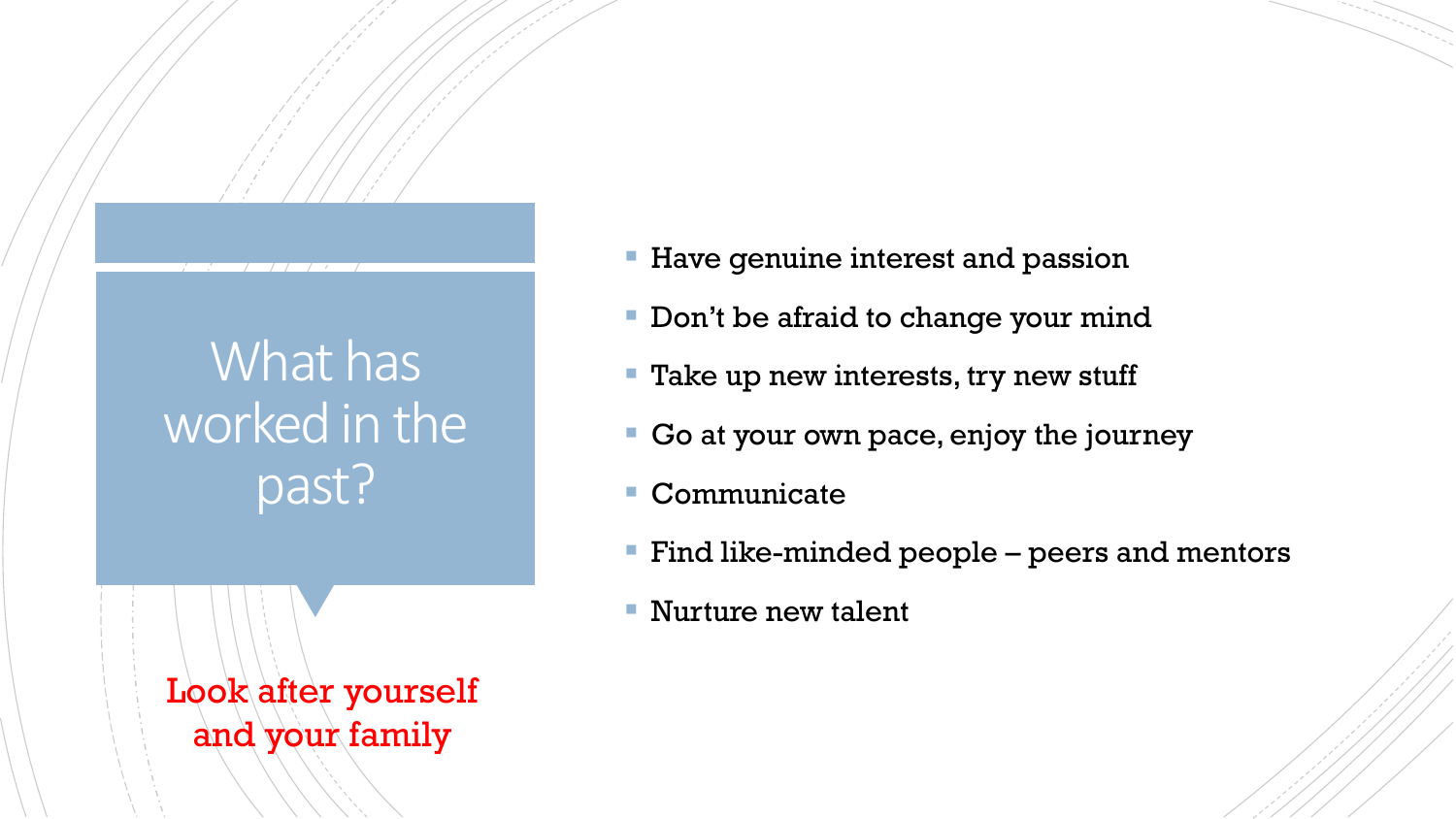# What has worked in the past?

**Look after yourself and your family**

- Have genuine interest and passion
- Don't be afraid to change your mind
- Take up new interests, try new stuff
- Go at your own pace, enjoy the journey
- Communicate
- Find like-minded people – peers and mentors
- Nurture new talent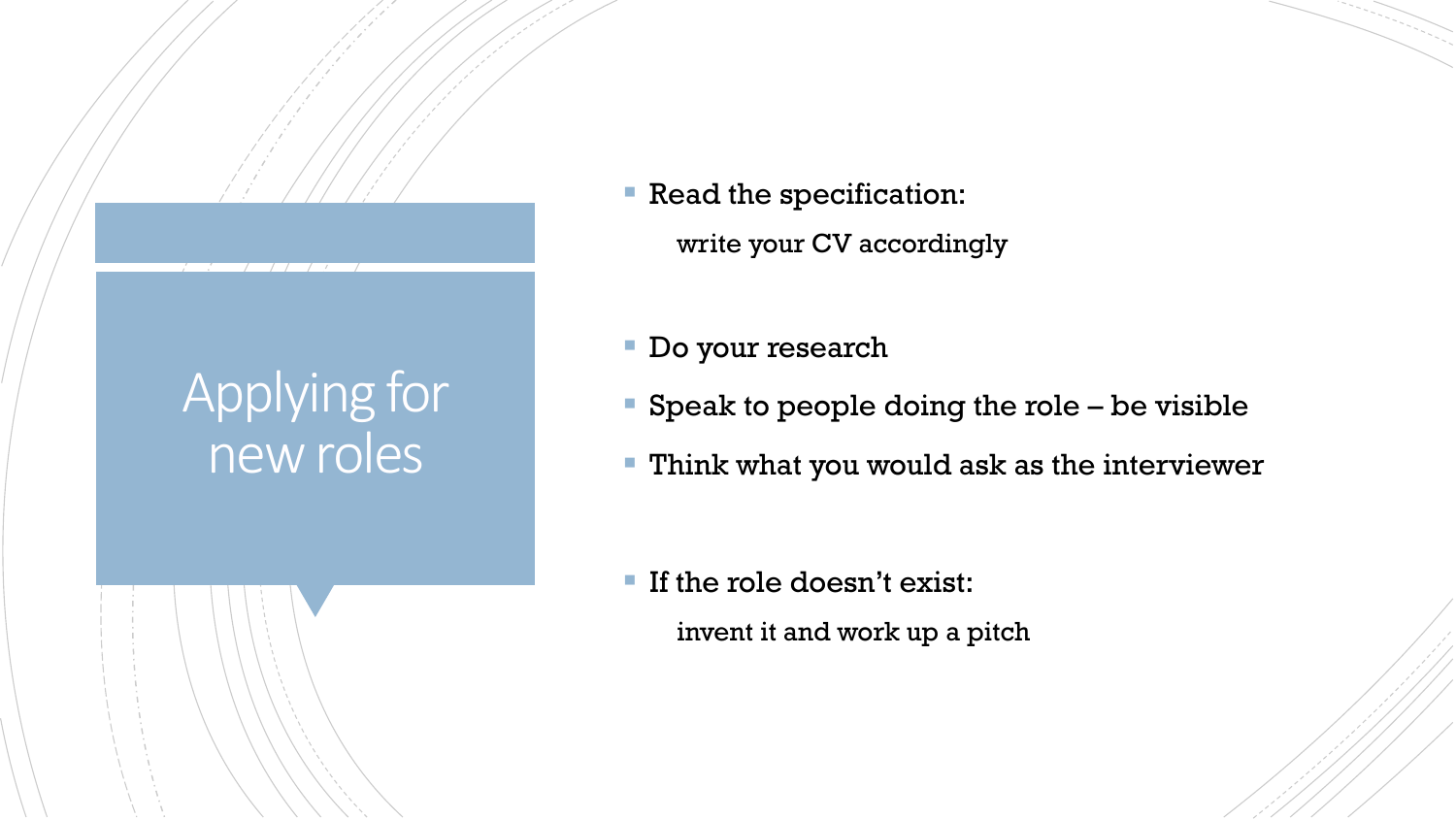# Applying for new roles

- Read the specification:

  write your CV accordingly

- Do your research
- Speak to people doing the role – be visible
- Think what you would ask as the interviewer

- If the role doesn't exist:

  invent it and work up a pitch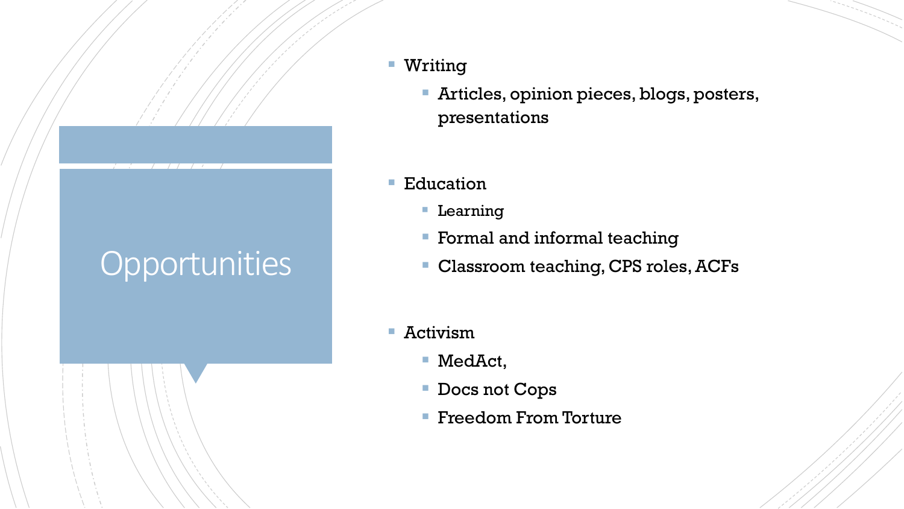# Opportunities

- Writing
  - Articles, opinion pieces, blogs, posters, presentations
- Education
  - Learning
  - Formal and informal teaching
  - Classroom teaching, CPS roles, ACFs
- Activism
  - MedAct,
  - Docs not Cops
  - Freedom From Torture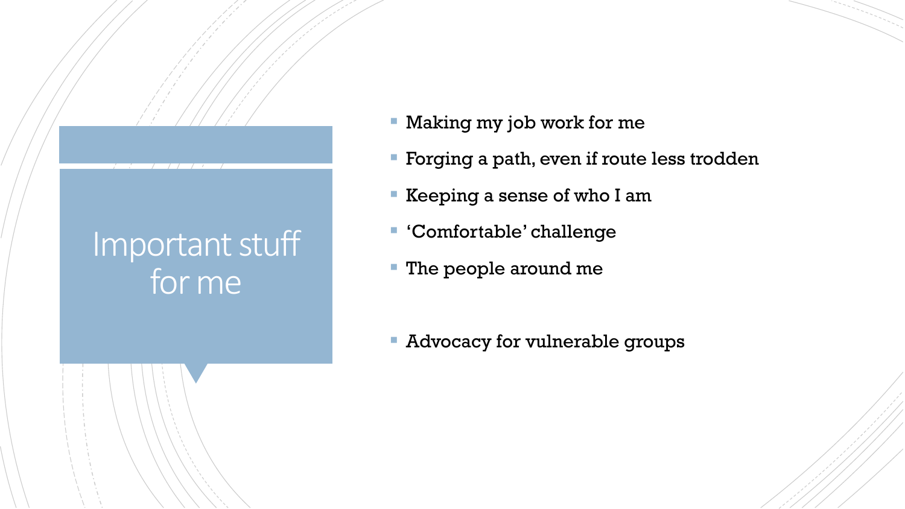# Important stuff for me

- Making my job work for me
- Forging a path, even if route less trodden
- Keeping a sense of who I am
- 'Comfortable' challenge
- The people around me

- Advocacy for vulnerable groups